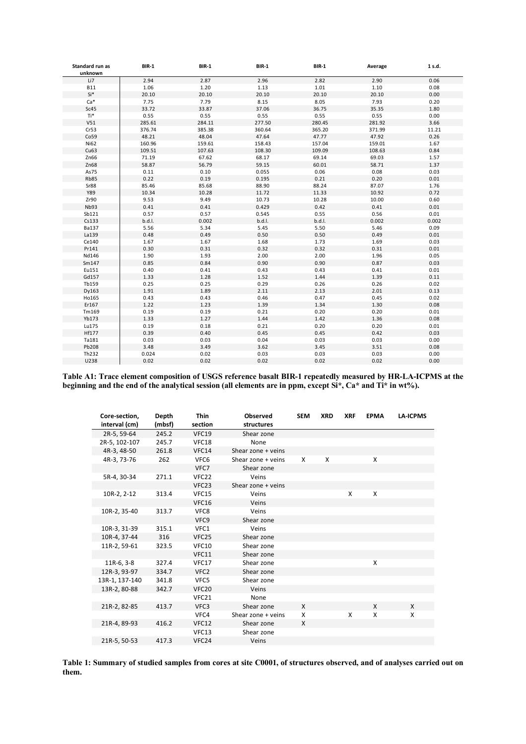| Standard run as unknown | BIR-1 | BIR-1 | BIR-1 | BIR-1 | Average | 1 s.d. |
|---|---|---|---|---|---|---|
| Li7 | 2.94 | 2.87 | 2.96 | 2.82 | 2.90 | 0.06 |
| B11 | 1.06 | 1.20 | 1.13 | 1.01 | 1.10 | 0.08 |
| Si* | 20.10 | 20.10 | 20.10 | 20.10 | 20.10 | 0.00 |
| Ca* | 7.75 | 7.79 | 8.15 | 8.05 | 7.93 | 0.20 |
| Sc45 | 33.72 | 33.87 | 37.06 | 36.75 | 35.35 | 1.80 |
| Ti* | 0.55 | 0.55 | 0.55 | 0.55 | 0.55 | 0.00 |
| V51 | 285.61 | 284.11 | 277.50 | 280.45 | 281.92 | 3.66 |
| Cr53 | 376.74 | 385.38 | 360.64 | 365.20 | 371.99 | 11.21 |
| Co59 | 48.21 | 48.04 | 47.64 | 47.77 | 47.92 | 0.26 |
| Ni62 | 160.96 | 159.61 | 158.43 | 157.04 | 159.01 | 1.67 |
| Cu63 | 109.51 | 107.63 | 108.30 | 109.09 | 108.63 | 0.84 |
| Zn66 | 71.19 | 67.62 | 68.17 | 69.14 | 69.03 | 1.57 |
| Zn68 | 58.87 | 56.79 | 59.15 | 60.01 | 58.71 | 1.37 |
| As75 | 0.11 | 0.10 | 0.055 | 0.06 | 0.08 | 0.03 |
| Rb85 | 0.22 | 0.19 | 0.195 | 0.21 | 0.20 | 0.01 |
| Sr88 | 85.46 | 85.68 | 88.90 | 88.24 | 87.07 | 1.76 |
| Y89 | 10.34 | 10.28 | 11.72 | 11.33 | 10.92 | 0.72 |
| Zr90 | 9.53 | 9.49 | 10.73 | 10.28 | 10.00 | 0.60 |
| Nb93 | 0.41 | 0.41 | 0.429 | 0.42 | 0.41 | 0.01 |
| Sb121 | 0.57 | 0.57 | 0.545 | 0.55 | 0.56 | 0.01 |
| Cs133 | b.d.l. | 0.002 | b.d.l. | b.d.l. | 0.002 | 0.002 |
| Ba137 | 5.56 | 5.34 | 5.45 | 5.50 | 5.46 | 0.09 |
| La139 | 0.48 | 0.49 | 0.50 | 0.50 | 0.49 | 0.01 |
| Ce140 | 1.67 | 1.67 | 1.68 | 1.73 | 1.69 | 0.03 |
| Pr141 | 0.30 | 0.31 | 0.32 | 0.32 | 0.31 | 0.01 |
| Nd146 | 1.90 | 1.93 | 2.00 | 2.00 | 1.96 | 0.05 |
| Sm147 | 0.85 | 0.84 | 0.90 | 0.90 | 0.87 | 0.03 |
| Eu151 | 0.40 | 0.41 | 0.43 | 0.43 | 0.41 | 0.01 |
| Gd157 | 1.33 | 1.28 | 1.52 | 1.44 | 1.39 | 0.11 |
| Tb159 | 0.25 | 0.25 | 0.29 | 0.26 | 0.26 | 0.02 |
| Dy163 | 1.91 | 1.89 | 2.11 | 2.13 | 2.01 | 0.13 |
| Ho165 | 0.43 | 0.43 | 0.46 | 0.47 | 0.45 | 0.02 |
| Er167 | 1.22 | 1.23 | 1.39 | 1.34 | 1.30 | 0.08 |
| Tm169 | 0.19 | 0.19 | 0.21 | 0.20 | 0.20 | 0.01 |
| Yb173 | 1.33 | 1.27 | 1.44 | 1.42 | 1.36 | 0.08 |
| Lu175 | 0.19 | 0.18 | 0.21 | 0.20 | 0.20 | 0.01 |
| Hf177 | 0.39 | 0.40 | 0.45 | 0.45 | 0.42 | 0.03 |
| Ta181 | 0.03 | 0.03 | 0.04 | 0.03 | 0.03 | 0.00 |
| Pb208 | 3.48 | 3.49 | 3.62 | 3.45 | 3.51 | 0.08 |
| Th232 | 0.024 | 0.02 | 0.03 | 0.03 | 0.03 | 0.00 |
| U238 | 0.02 | 0.02 | 0.02 | 0.02 | 0.02 | 0.00 |

**Table A1: Trace element composition of USGS reference basalt BIR-1 repeatedly measured by HR-LA-ICPMS at the beginning and the end of the analytical session (all elements are in ppm, except Si\*, Ca\* and Ti\* in wt%).**

| Core-section, interval (cm) | Depth (mbsf) | Thin section | Observed structures | SEM | XRD | XRF | EPMA | LA-ICPMS |
|---|---|---|---|---|---|---|---|---|
| 2R-5, 59-64 | 245.2 | VFC19 | Shear zone | | | | | |
| 2R-5, 102-107 | 245.7 | VFC18 | None | | | | | |
| 4R-3, 48-50 | 261.8 | VFC14 | Shear zone + veins | | | | | |
| 4R-3, 73-76 | 262 | VFC6 | Shear zone + veins | X | X | | X | |
| | | VFC7 | Shear zone | | | | | |
| 5R-4, 30-34 | 271.1 | VFC22 | Veins | | | | | |
| | | VFC23 | Shear zone + veins | | | | | |
| 10R-2, 2-12 | 313.4 | VFC15 | Veins | | | X | X | |
| | | VFC16 | Veins | | | | | |
| 10R-2, 35-40 | 313.7 | VFC8 | Veins | | | | | |
| | | VFC9 | Shear zone | | | | | |
| 10R-3, 31-39 | 315.1 | VFC1 | Veins | | | | | |
| 10R-4, 37-44 | 316 | VFC25 | Shear zone | | | | | |
| 11R-2, 59-61 | 323.5 | VFC10 | Shear zone | | | | | |
| | | VFC11 | Shear zone | | | | | |
| 11R-6, 3-8 | 327.4 | VFC17 | Shear zone | | | | X | |
| 12R-3, 93-97 | 334.7 | VFC2 | Shear zone | | | | | |
| 13R-1, 137-140 | 341.8 | VFC5 | Shear zone | | | | | |
| 13R-2, 80-88 | 342.7 | VFC20 | Veins | | | | | |
| | | VFC21 | None | | | | | |
| 21R-2, 82-85 | 413.7 | VFC3 | Shear zone | X | | | X | X |
| | | VFC4 | Shear zone + veins | X | | X | X | X |
| 21R-4, 89-93 | 416.2 | VFC12 | Shear zone | X | | | | |
| | | VFC13 | Shear zone | | | | | |
| 21R-5, 50-53 | 417.3 | VFC24 | Veins | | | | | |

**Table 1: Summary of studied samples from cores at site C0001, of structures observed, and of analyses carried out on them.**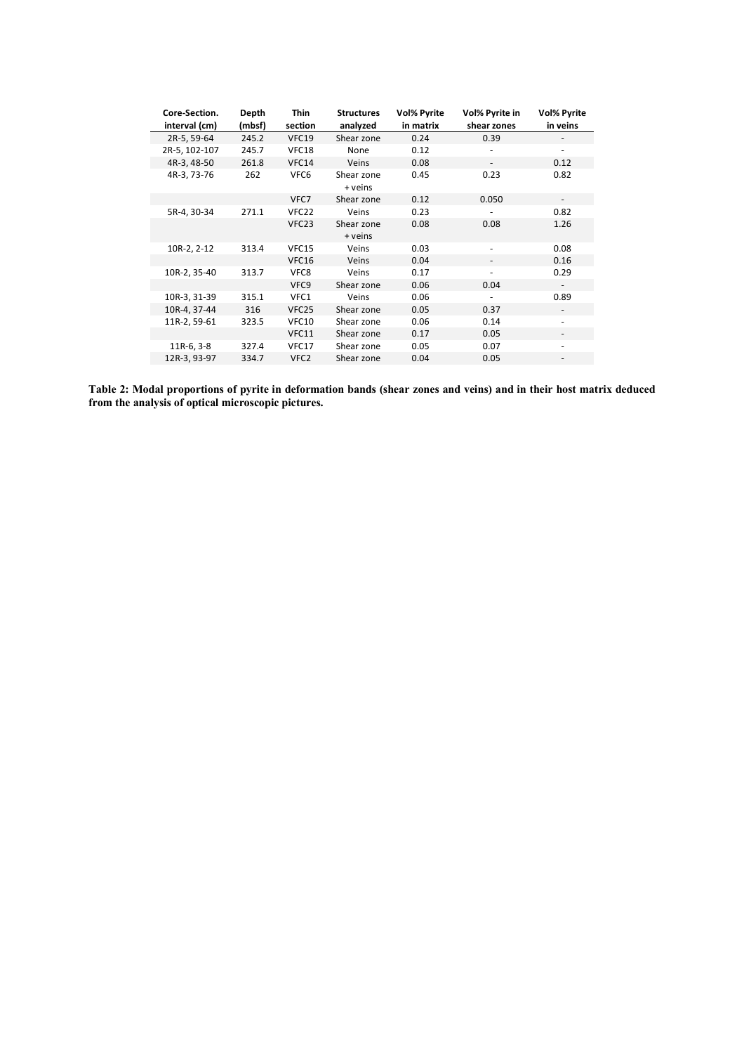| Core-Section. interval (cm) | Depth (mbsf) | Thin section | Structures analyzed | Vol% Pyrite in matrix | Vol% Pyrite in shear zones | Vol% Pyrite in veins |
|---|---|---|---|---|---|---|
| 2R-5, 59-64 | 245.2 | VFC19 | Shear zone | 0.24 | 0.39 | - |
| 2R-5, 102-107 | 245.7 | VFC18 | None | 0.12 | - | - |
| 4R-3, 48-50 | 261.8 | VFC14 | Veins | 0.08 | - | 0.12 |
| 4R-3, 73-76 | 262 | VFC6 | Shear zone + veins | 0.45 | 0.23 | 0.82 |
| | | VFC7 | Shear zone | 0.12 | 0.050 | - |
| 5R-4, 30-34 | 271.1 | VFC22 | Veins | 0.23 | - | 0.82 |
| | | VFC23 | Shear zone + veins | 0.08 | 0.08 | 1.26 |
| 10R-2, 2-12 | 313.4 | VFC15 | Veins | 0.03 | - | 0.08 |
| | | VFC16 | Veins | 0.04 | - | 0.16 |
| 10R-2, 35-40 | 313.7 | VFC8 | Veins | 0.17 | - | 0.29 |
| | | VFC9 | Shear zone | 0.06 | 0.04 | - |
| 10R-3, 31-39 | 315.1 | VFC1 | Veins | 0.06 | - | 0.89 |
| 10R-4, 37-44 | 316 | VFC25 | Shear zone | 0.05 | 0.37 | - |
| 11R-2, 59-61 | 323.5 | VFC10 | Shear zone | 0.06 | 0.14 | - |
| | | VFC11 | Shear zone | 0.17 | 0.05 | - |
| 11R-6, 3-8 | 327.4 | VFC17 | Shear zone | 0.05 | 0.07 | - |
| 12R-3, 93-97 | 334.7 | VFC2 | Shear zone | 0.04 | 0.05 | - |

**Table 2: Modal proportions of pyrite in deformation bands (shear zones and veins) and in their host matrix deduced from the analysis of optical microscopic pictures.**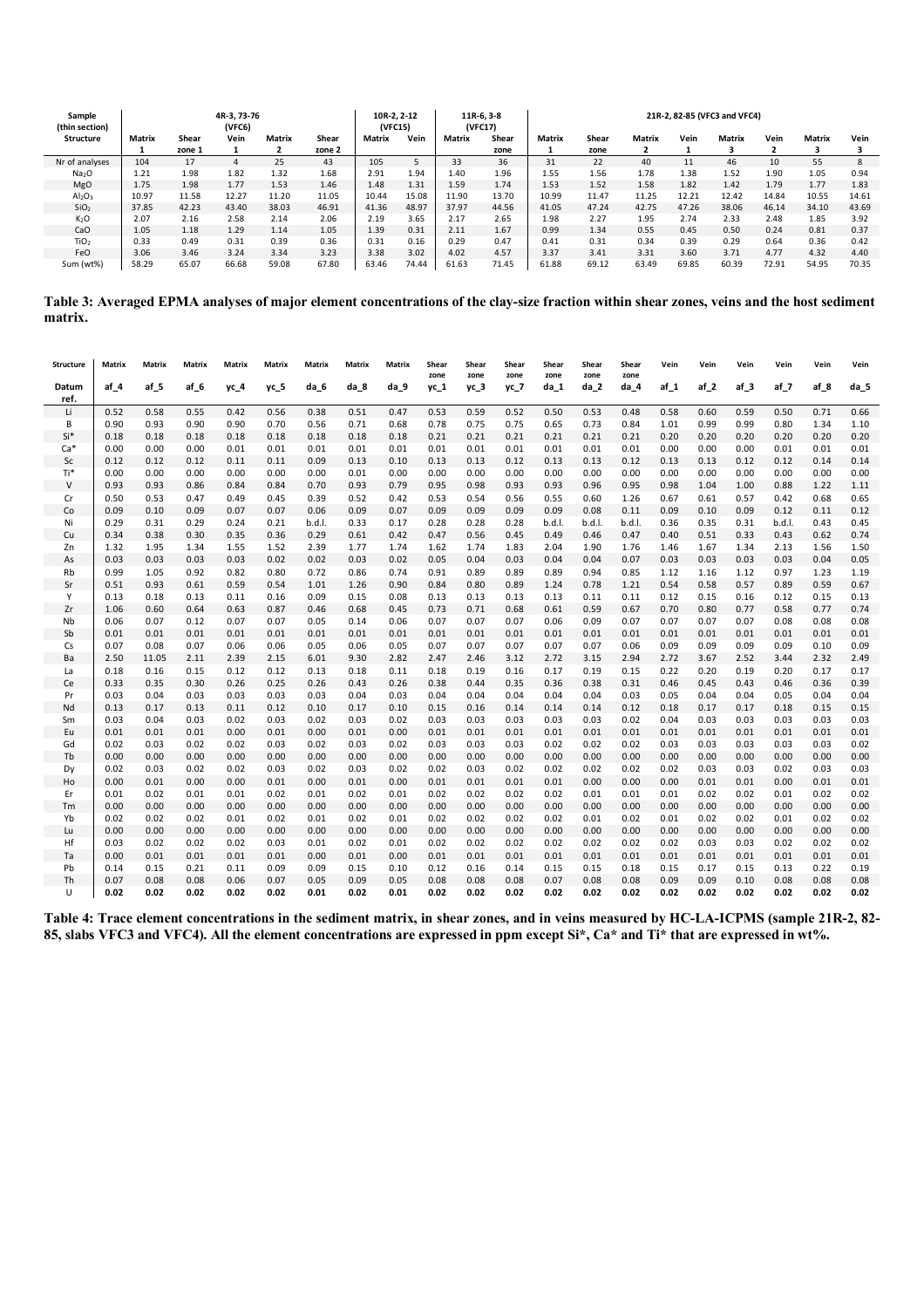| Sample (thin section) | 4R-3, 73-76 (VFC6) | | | | | 10R-2, 2-12 (VFC15) | | 11R-6, 3-8 (VFC17) | | 21R-2, 82-85 (VFC3 and VFC4) | | | | | | | | |
|---|---|---|---|---|---|---|---|---|---|---|---|---|---|---|---|---|---|---|
| Structure | Matrix 1 | Shear zone 1 | Vein 1 | Matrix 2 | Shear zone 2 | Matrix | Vein | Matrix | Shear zone | Matrix 1 | Shear zone | Matrix 2 | Vein 1 | Matrix 3 | Vein 2 | Matrix 3 | Vein 3 |
| Nr of analyses | 104 | 17 | 4 | 25 | 43 | 105 | 5 | 33 | 36 | 31 | 22 | 40 | 11 | 46 | 10 | 55 | 8 |
| $Na_2O$ | 1.21 | 1.98 | 1.82 | 1.32 | 1.68 | 2.91 | 1.94 | 1.40 | 1.96 | 1.55 | 1.56 | 1.78 | 1.38 | 1.52 | 1.90 | 1.05 | 0.94 |
| MgO | 1.75 | 1.98 | 1.77 | 1.53 | 1.46 | 1.48 | 1.31 | 1.59 | 1.74 | 1.53 | 1.52 | 1.58 | 1.82 | 1.42 | 1.79 | 1.77 | 1.83 |
| $Al_2O_3$ | 10.97 | 11.58 | 12.27 | 11.20 | 11.05 | 10.44 | 15.08 | 11.90 | 13.70 | 10.99 | 11.47 | 11.25 | 12.21 | 12.42 | 14.84 | 10.55 | 14.61 |
| $SiO_2$ | 37.85 | 42.23 | 43.40 | 38.03 | 46.91 | 41.36 | 48.97 | 37.97 | 44.56 | 41.05 | 47.24 | 42.75 | 47.26 | 38.06 | 46.14 | 34.10 | 43.69 |
| $K_2O$ | 2.07 | 2.16 | 2.58 | 2.14 | 2.06 | 2.19 | 3.65 | 2.17 | 2.65 | 1.98 | 2.27 | 1.95 | 2.74 | 2.33 | 2.48 | 1.85 | 3.92 |
| CaO | 1.05 | 1.18 | 1.29 | 1.14 | 1.05 | 1.39 | 0.31 | 2.11 | 1.67 | 0.99 | 1.34 | 0.55 | 0.45 | 0.50 | 0.24 | 0.81 | 0.37 |
| $TiO_2$ | 0.33 | 0.49 | 0.31 | 0.39 | 0.36 | 0.31 | 0.16 | 0.29 | 0.47 | 0.41 | 0.31 | 0.34 | 0.39 | 0.29 | 0.64 | 0.36 | 0.42 |
| FeO | 3.06 | 3.46 | 3.24 | 3.34 | 3.23 | 3.38 | 3.02 | 4.02 | 4.57 | 3.37 | 3.41 | 3.31 | 3.60 | 3.71 | 4.77 | 4.32 | 4.40 |
| Sum (wt%) | 58.29 | 65.07 | 66.68 | 59.08 | 67.80 | 63.46 | 74.44 | 61.63 | 71.45 | 61.88 | 69.12 | 63.49 | 69.85 | 60.39 | 72.91 | 54.95 | 70.35 |

**Table 3: Averaged EPMA analyses of major element concentrations of the clay-size fraction within shear zones, veins and the host sediment matrix.**

| Structure | Matrix | Matrix | Matrix | Matrix | Matrix | Matrix | Matrix | Matrix | Shear zone | Shear zone | Shear zone | Shear zone | Shear zone | Shear zone | Vein | Vein | Vein | Vein | Vein | Vein |
|---|---|---|---|---|---|---|---|---|---|---|---|---|---|---|---|---|---|---|---|---|
| Datum ref. | af_4 | af_5 | af_6 | yc_4 | yc_5 | da_6 | da_8 | da_9 | yc_1 | yc_3 | yc_7 | da_1 | da_2 | da_4 | af_1 | af_2 | af_3 | af_7 | af_8 | da_5 |
| Li | 0.52 | 0.58 | 0.55 | 0.42 | 0.56 | 0.38 | 0.51 | 0.47 | 0.53 | 0.59 | 0.52 | 0.50 | 0.53 | 0.48 | 0.58 | 0.60 | 0.59 | 0.50 | 0.71 | 0.66 |
| B | 0.90 | 0.93 | 0.90 | 0.90 | 0.70 | 0.56 | 0.71 | 0.68 | 0.78 | 0.75 | 0.75 | 0.65 | 0.73 | 0.84 | 1.01 | 0.99 | 0.99 | 0.80 | 1.34 | 1.10 |
| Si* | 0.18 | 0.18 | 0.18 | 0.18 | 0.18 | 0.18 | 0.18 | 0.18 | 0.21 | 0.21 | 0.21 | 0.21 | 0.21 | 0.21 | 0.20 | 0.20 | 0.20 | 0.20 | 0.20 | 0.20 |
| Ca* | 0.00 | 0.00 | 0.00 | 0.01 | 0.01 | 0.01 | 0.01 | 0.01 | 0.01 | 0.01 | 0.01 | 0.01 | 0.01 | 0.01 | 0.00 | 0.00 | 0.00 | 0.01 | 0.01 | 0.01 |
| Sc | 0.12 | 0.12 | 0.12 | 0.11 | 0.11 | 0.09 | 0.13 | 0.10 | 0.13 | 0.13 | 0.12 | 0.13 | 0.13 | 0.12 | 0.13 | 0.13 | 0.12 | 0.12 | 0.14 | 0.14 |
| Ti* | 0.00 | 0.00 | 0.00 | 0.00 | 0.00 | 0.01 | 0.01 | 0.00 | 0.00 | 0.00 | 0.00 | 0.00 | 0.00 | 0.00 | 0.00 | 0.00 | 0.00 | 0.00 | 0.00 | 0.00 |
| V | 0.93 | 0.93 | 0.86 | 0.84 | 0.84 | 0.70 | 0.93 | 0.79 | 0.95 | 0.98 | 0.93 | 0.93 | 0.96 | 0.95 | 0.98 | 1.04 | 1.00 | 0.88 | 1.22 | 1.11 |
| Cr | 0.50 | 0.53 | 0.47 | 0.49 | 0.45 | 0.39 | 0.52 | 0.42 | 0.53 | 0.54 | 0.56 | 0.55 | 0.60 | 1.26 | 0.67 | 0.61 | 0.57 | 0.42 | 0.68 | 0.65 |
| Co | 0.09 | 0.10 | 0.09 | 0.07 | 0.07 | 0.06 | 0.09 | 0.07 | 0.09 | 0.09 | 0.09 | 0.09 | 0.08 | 0.11 | 0.09 | 0.10 | 0.09 | 0.12 | 0.11 | 0.12 |
| Ni | 0.29 | 0.31 | 0.29 | 0.24 | 0.21 | b.d.l. | 0.33 | 0.17 | 0.28 | 0.28 | 0.28 | b.d.l. | b.d.l. | b.d.l. | 0.36 | 0.35 | 0.31 | b.d.l. | 0.43 | 0.45 |
| Cu | 0.34 | 0.38 | 0.30 | 0.35 | 0.36 | 0.29 | 0.61 | 0.42 | 0.47 | 0.56 | 0.45 | 0.49 | 0.46 | 0.47 | 0.40 | 0.51 | 0.33 | 0.43 | 0.62 | 0.74 |
| Zn | 1.32 | 1.95 | 1.34 | 1.55 | 1.52 | 2.39 | 1.77 | 1.74 | 1.62 | 1.74 | 1.83 | 2.04 | 1.90 | 1.76 | 1.46 | 1.67 | 1.34 | 2.13 | 1.56 | 1.50 |
| As | 0.03 | 0.03 | 0.03 | 0.03 | 0.02 | 0.02 | 0.03 | 0.02 | 0.05 | 0.04 | 0.03 | 0.04 | 0.04 | 0.07 | 0.03 | 0.03 | 0.03 | 0.03 | 0.04 | 0.05 |
| Rb | 0.99 | 1.05 | 0.92 | 0.82 | 0.80 | 0.72 | 0.86 | 0.74 | 0.91 | 0.89 | 0.89 | 0.89 | 0.94 | 0.85 | 1.12 | 1.16 | 1.12 | 0.97 | 1.23 | 1.19 |
| Sr | 0.51 | 0.93 | 0.61 | 0.59 | 0.54 | 1.01 | 1.26 | 0.90 | 0.84 | 0.80 | 0.89 | 1.24 | 0.78 | 1.21 | 0.54 | 0.58 | 0.57 | 0.89 | 0.59 | 0.67 |
| Y | 0.13 | 0.18 | 0.13 | 0.11 | 0.16 | 0.09 | 0.15 | 0.08 | 0.13 | 0.13 | 0.13 | 0.13 | 0.11 | 0.11 | 0.12 | 0.15 | 0.16 | 0.12 | 0.15 | 0.13 |
| Zr | 1.06 | 0.60 | 0.64 | 0.63 | 0.87 | 0.46 | 0.68 | 0.45 | 0.73 | 0.71 | 0.68 | 0.61 | 0.59 | 0.67 | 0.70 | 0.80 | 0.77 | 0.58 | 0.77 | 0.74 |
| Nb | 0.06 | 0.07 | 0.12 | 0.07 | 0.07 | 0.05 | 0.14 | 0.06 | 0.07 | 0.07 | 0.07 | 0.06 | 0.09 | 0.07 | 0.07 | 0.07 | 0.07 | 0.08 | 0.08 | 0.08 |
| Sb | 0.01 | 0.01 | 0.01 | 0.01 | 0.01 | 0.01 | 0.01 | 0.01 | 0.01 | 0.01 | 0.01 | 0.01 | 0.01 | 0.01 | 0.01 | 0.01 | 0.01 | 0.01 | 0.01 | 0.01 |
| Cs | 0.07 | 0.08 | 0.07 | 0.06 | 0.06 | 0.05 | 0.06 | 0.05 | 0.07 | 0.07 | 0.07 | 0.07 | 0.07 | 0.06 | 0.09 | 0.09 | 0.09 | 0.09 | 0.10 | 0.09 |
| Ba | 2.50 | 11.05 | 2.11 | 2.39 | 2.15 | 6.01 | 9.30 | 2.82 | 2.47 | 2.46 | 3.12 | 2.72 | 3.15 | 2.94 | 2.72 | 3.67 | 2.52 | 3.44 | 2.32 | 2.49 |
| La | 0.18 | 0.16 | 0.15 | 0.12 | 0.12 | 0.13 | 0.18 | 0.11 | 0.18 | 0.19 | 0.16 | 0.17 | 0.19 | 0.15 | 0.22 | 0.20 | 0.19 | 0.20 | 0.17 | 0.17 |
| Ce | 0.33 | 0.35 | 0.30 | 0.26 | 0.25 | 0.26 | 0.43 | 0.26 | 0.38 | 0.44 | 0.35 | 0.36 | 0.38 | 0.31 | 0.46 | 0.45 | 0.43 | 0.46 | 0.36 | 0.39 |
| Pr | 0.03 | 0.04 | 0.03 | 0.03 | 0.03 | 0.03 | 0.04 | 0.03 | 0.04 | 0.04 | 0.04 | 0.04 | 0.04 | 0.03 | 0.05 | 0.04 | 0.04 | 0.05 | 0.04 | 0.04 |
| Nd | 0.13 | 0.17 | 0.13 | 0.11 | 0.12 | 0.10 | 0.17 | 0.10 | 0.15 | 0.16 | 0.14 | 0.14 | 0.14 | 0.12 | 0.18 | 0.17 | 0.17 | 0.18 | 0.15 | 0.15 |
| Sm | 0.03 | 0.04 | 0.03 | 0.02 | 0.03 | 0.02 | 0.03 | 0.02 | 0.03 | 0.03 | 0.03 | 0.03 | 0.03 | 0.02 | 0.04 | 0.03 | 0.03 | 0.03 | 0.03 | 0.03 |
| Eu | 0.01 | 0.01 | 0.01 | 0.00 | 0.01 | 0.00 | 0.01 | 0.00 | 0.01 | 0.01 | 0.01 | 0.01 | 0.01 | 0.01 | 0.01 | 0.01 | 0.01 | 0.01 | 0.01 | 0.01 |
| Gd | 0.02 | 0.03 | 0.02 | 0.02 | 0.03 | 0.02 | 0.03 | 0.02 | 0.03 | 0.03 | 0.03 | 0.02 | 0.02 | 0.02 | 0.03 | 0.03 | 0.03 | 0.03 | 0.03 | 0.02 |
| Tb | 0.00 | 0.00 | 0.00 | 0.00 | 0.00 | 0.00 | 0.00 | 0.00 | 0.00 | 0.00 | 0.00 | 0.00 | 0.00 | 0.00 | 0.00 | 0.00 | 0.00 | 0.00 | 0.00 | 0.00 |
| Dy | 0.02 | 0.03 | 0.02 | 0.02 | 0.03 | 0.02 | 0.03 | 0.02 | 0.02 | 0.03 | 0.02 | 0.02 | 0.02 | 0.02 | 0.02 | 0.03 | 0.03 | 0.02 | 0.03 | 0.03 |
| Ho | 0.00 | 0.01 | 0.00 | 0.00 | 0.01 | 0.00 | 0.01 | 0.00 | 0.01 | 0.01 | 0.01 | 0.01 | 0.00 | 0.00 | 0.00 | 0.01 | 0.01 | 0.00 | 0.01 | 0.01 |
| Er | 0.01 | 0.02 | 0.01 | 0.01 | 0.02 | 0.01 | 0.02 | 0.01 | 0.02 | 0.02 | 0.02 | 0.02 | 0.01 | 0.01 | 0.01 | 0.02 | 0.02 | 0.01 | 0.02 | 0.02 |
| Tm | 0.00 | 0.00 | 0.00 | 0.00 | 0.00 | 0.00 | 0.00 | 0.00 | 0.00 | 0.00 | 0.00 | 0.00 | 0.00 | 0.00 | 0.00 | 0.00 | 0.00 | 0.00 | 0.00 | 0.00 |
| Yb | 0.02 | 0.02 | 0.02 | 0.01 | 0.02 | 0.01 | 0.02 | 0.01 | 0.02 | 0.02 | 0.02 | 0.02 | 0.01 | 0.02 | 0.01 | 0.02 | 0.02 | 0.01 | 0.02 | 0.02 |
| Lu | 0.00 | 0.00 | 0.00 | 0.00 | 0.00 | 0.00 | 0.00 | 0.00 | 0.00 | 0.00 | 0.00 | 0.00 | 0.00 | 0.00 | 0.00 | 0.00 | 0.00 | 0.00 | 0.00 | 0.00 |
| Hf | 0.03 | 0.02 | 0.02 | 0.02 | 0.03 | 0.01 | 0.02 | 0.01 | 0.02 | 0.02 | 0.02 | 0.02 | 0.02 | 0.02 | 0.02 | 0.03 | 0.03 | 0.02 | 0.02 | 0.02 |
| Ta | 0.00 | 0.01 | 0.01 | 0.01 | 0.01 | 0.00 | 0.01 | 0.00 | 0.01 | 0.01 | 0.01 | 0.01 | 0.01 | 0.01 | 0.01 | 0.01 | 0.01 | 0.01 | 0.01 | 0.01 |
| Pb | 0.14 | 0.15 | 0.21 | 0.11 | 0.09 | 0.09 | 0.15 | 0.10 | 0.12 | 0.16 | 0.14 | 0.15 | 0.15 | 0.18 | 0.15 | 0.17 | 0.15 | 0.13 | 0.22 | 0.19 |
| Th | 0.07 | 0.08 | 0.08 | 0.06 | 0.07 | 0.05 | 0.09 | 0.05 | 0.08 | 0.08 | 0.08 | 0.07 | 0.08 | 0.08 | 0.09 | 0.09 | 0.10 | 0.08 | 0.08 | 0.08 |
| U | 0.02 | 0.02 | 0.02 | 0.02 | 0.02 | 0.01 | 0.02 | 0.01 | 0.02 | 0.02 | 0.02 | 0.02 | 0.02 | 0.02 | 0.02 | 0.02 | 0.02 | 0.02 | 0.02 | 0.02 |

**Table 4: Trace element concentrations in the sediment matrix, in shear zones, and in veins measured by HC-LA-ICPMS (sample 21R-2, 82-85, slabs VFC3 and VFC4). All the element concentrations are expressed in ppm except Si*, Ca* and Ti* that are expressed in wt%.**